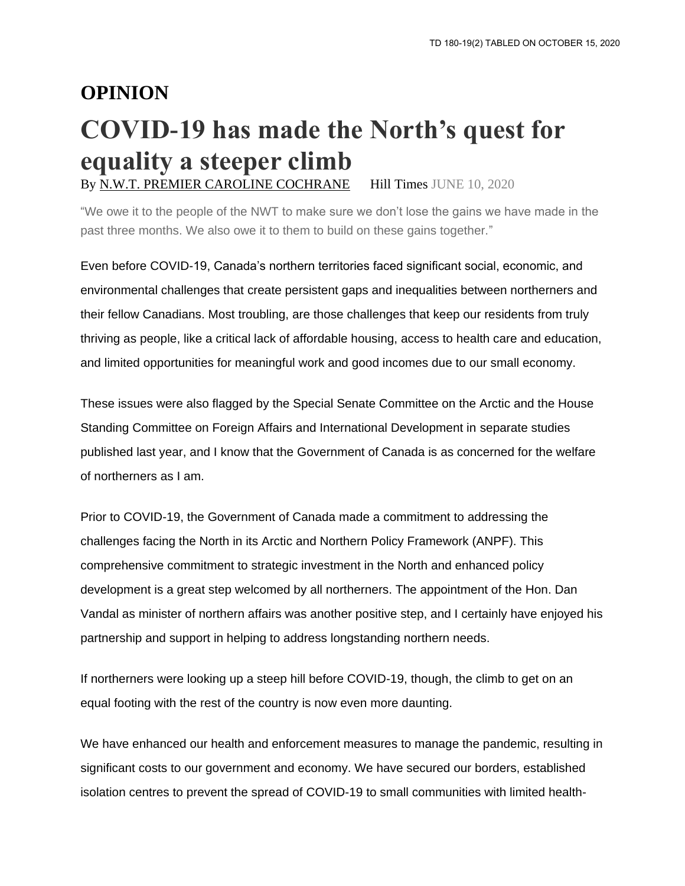TD 180-19(2) TABLED ON OCTOBER 15, 2020

## OPINION

# COVID-19 has made the North's quest for equality a steeper climb

By N.W.T. PREMIER CAROLINE COCHRANE Hill Times JUNE 10, 2020

"We owe it to the people of the NWT to make sure we don't lose the gains we have made in the past three months. We also owe it to them to build on these gains together."

Even before COVID-19, Canada's northern territories faced significant social, economic, and environmental challenges that create persistent gaps and inequalities between northerners and their fellow Canadians. Most troubling, are those challenges that keep our residents from truly thriving as people, like a critical lack of affordable housing, access to health care and education, and limited opportunities for meaningful work and good incomes due to our small economy.

These issues were also flagged by the Special Senate Committee on the Arctic and the House Standing Committee on Foreign Affairs and International Development in separate studies published last year, and I know that the Government of Canada is as concerned for the welfare of northerners as I am.

Prior to COVID-19, the Government of Canada made a commitment to addressing the challenges facing the North in its Arctic and Northern Policy Framework (ANPF). This comprehensive commitment to strategic investment in the North and enhanced policy development is a great step welcomed by all northerners. The appointment of the Hon. Dan Vandal as minister of northern affairs was another positive step, and I certainly have enjoyed his partnership and support in helping to address longstanding northern needs.

If northerners were looking up a steep hill before COVID-19, though, the climb to get on an equal footing with the rest of the country is now even more daunting.

We have enhanced our health and enforcement measures to manage the pandemic, resulting in significant costs to our government and economy. We have secured our borders, established isolation centres to prevent the spread of COVID-19 to small communities with limited health-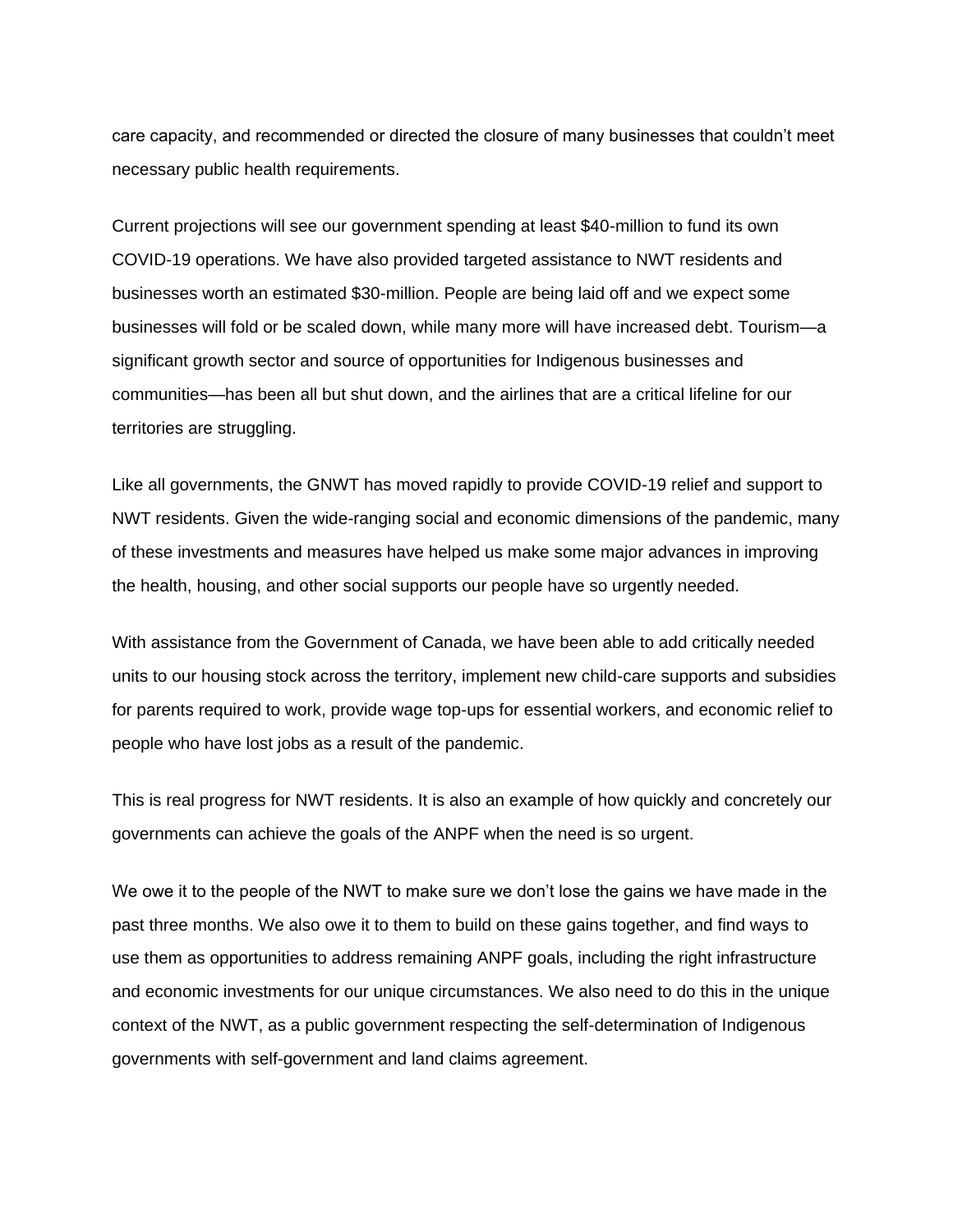care capacity, and recommended or directed the closure of many businesses that couldn't meet necessary public health requirements.

Current projections will see our government spending at least $40-million to fund its own COVID-19 operations. We have also provided targeted assistance to NWT residents and businesses worth an estimated $30-million. People are being laid off and we expect some businesses will fold or be scaled down, while many more will have increased debt. Tourism—a significant growth sector and source of opportunities for Indigenous businesses and communities—has been all but shut down, and the airlines that are a critical lifeline for our territories are struggling.

Like all governments, the GNWT has moved rapidly to provide COVID-19 relief and support to NWT residents. Given the wide-ranging social and economic dimensions of the pandemic, many of these investments and measures have helped us make some major advances in improving the health, housing, and other social supports our people have so urgently needed.

With assistance from the Government of Canada, we have been able to add critically needed units to our housing stock across the territory, implement new child-care supports and subsidies for parents required to work, provide wage top-ups for essential workers, and economic relief to people who have lost jobs as a result of the pandemic.

This is real progress for NWT residents. It is also an example of how quickly and concretely our governments can achieve the goals of the ANPF when the need is so urgent.

We owe it to the people of the NWT to make sure we don't lose the gains we have made in the past three months. We also owe it to them to build on these gains together, and find ways to use them as opportunities to address remaining ANPF goals, including the right infrastructure and economic investments for our unique circumstances. We also need to do this in the unique context of the NWT, as a public government respecting the self-determination of Indigenous governments with self-government and land claims agreement.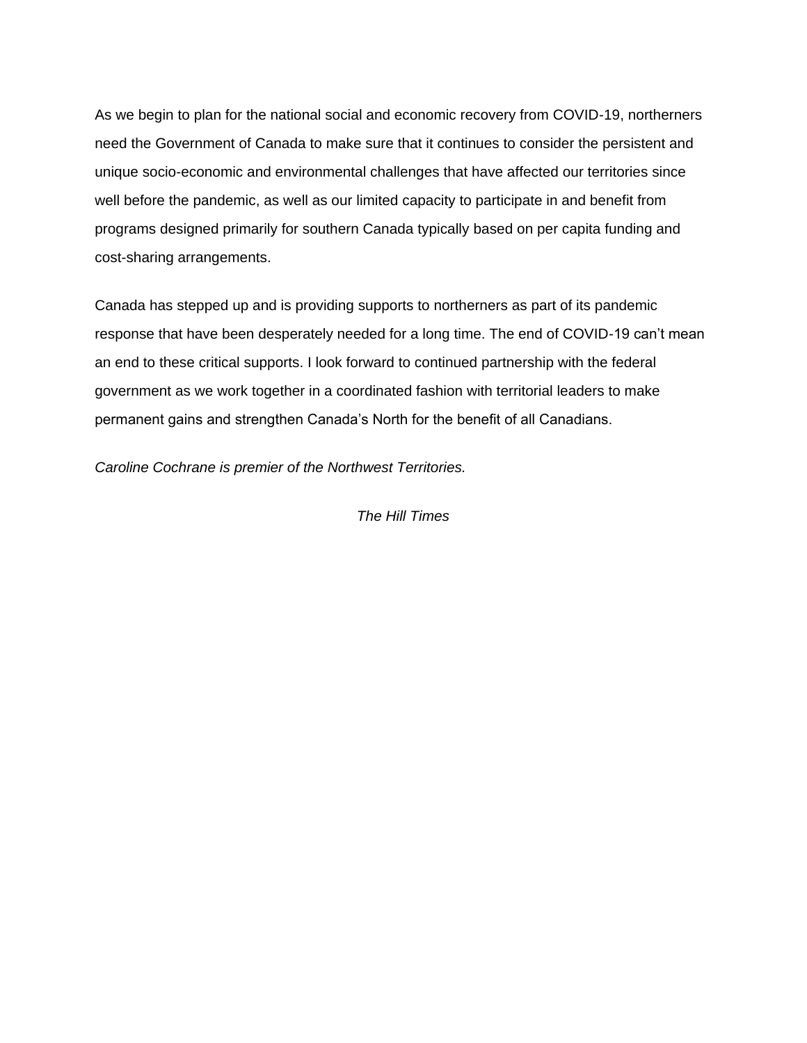As we begin to plan for the national social and economic recovery from COVID-19, northerners need the Government of Canada to make sure that it continues to consider the persistent and unique socio-economic and environmental challenges that have affected our territories since well before the pandemic, as well as our limited capacity to participate in and benefit from programs designed primarily for southern Canada typically based on per capita funding and cost-sharing arrangements.

Canada has stepped up and is providing supports to northerners as part of its pandemic response that have been desperately needed for a long time. The end of COVID-19 can't mean an end to these critical supports. I look forward to continued partnership with the federal government as we work together in a coordinated fashion with territorial leaders to make permanent gains and strengthen Canada's North for the benefit of all Canadians.

*Caroline Cochrane is premier of the Northwest Territories.*

*The Hill Times*